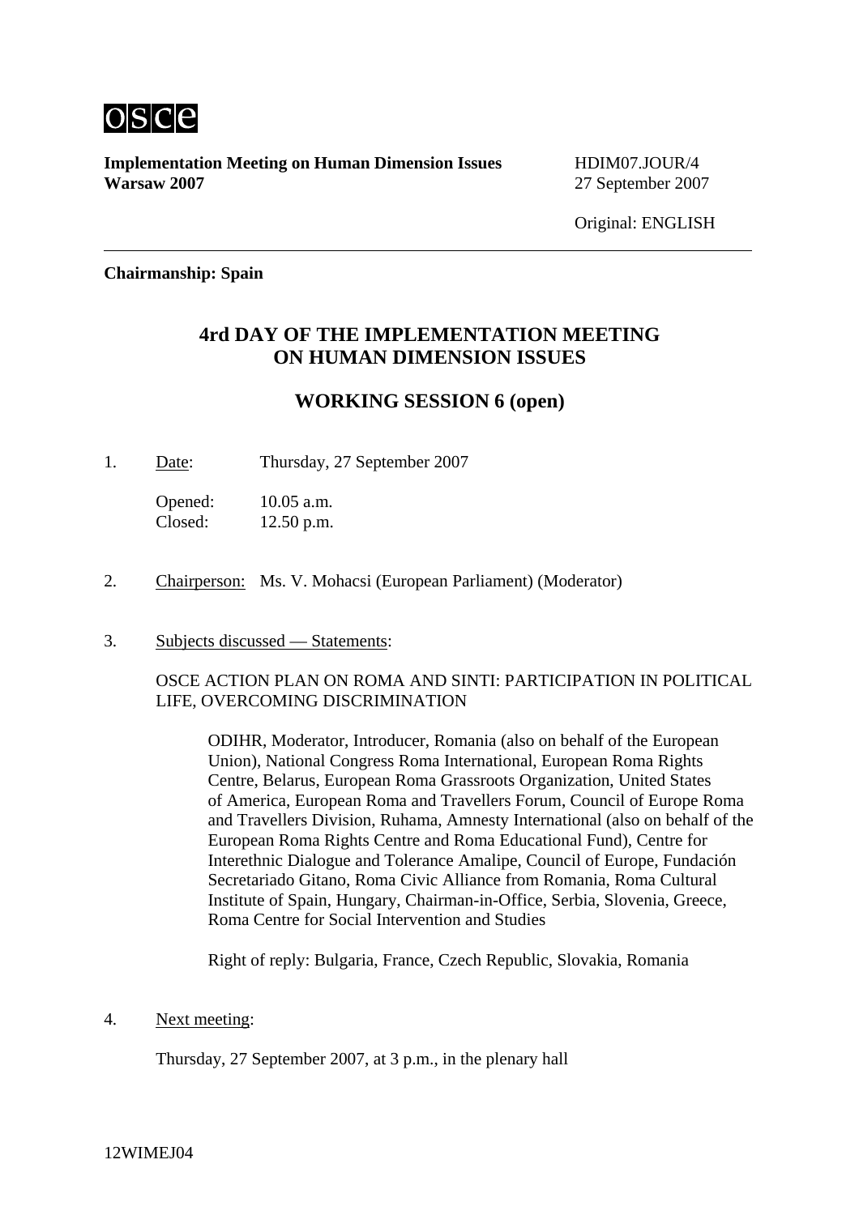osce

**Implementation Meeting on Human Dimension Issues**
**Warsaw 2007**

HDIM07.JOUR/4
27 September 2007

Original: ENGLISH

---

**Chairmanship: Spain**

## 4rd DAY OF THE IMPLEMENTATION MEETING ON HUMAN DIMENSION ISSUES

## WORKING SESSION 6 (open)

1. Date: Thursday, 27 September 2007

   Opened: 10.05 a.m.
   Closed: 12.50 p.m.

2. Chairperson: Ms. V. Mohacsi (European Parliament) (Moderator)

3. Subjects discussed — Statements:

   OSCE ACTION PLAN ON ROMA AND SINTI: PARTICIPATION IN POLITICAL LIFE, OVERCOMING DISCRIMINATION

   ODIHR, Moderator, Introducer, Romania (also on behalf of the European Union), National Congress Roma International, European Roma Rights Centre, Belarus, European Roma Grassroots Organization, United States of America, European Roma and Travellers Forum, Council of Europe Roma and Travellers Division, Ruhama, Amnesty International (also on behalf of the European Roma Rights Centre and Roma Educational Fund), Centre for Interethnic Dialogue and Tolerance Amalipe, Council of Europe, Fundación Secretariado Gitano, Roma Civic Alliance from Romania, Roma Cultural Institute of Spain, Hungary, Chairman-in-Office, Serbia, Slovenia, Greece, Roma Centre for Social Intervention and Studies

   Right of reply: Bulgaria, France, Czech Republic, Slovakia, Romania

4. Next meeting:

   Thursday, 27 September 2007, at 3 p.m., in the plenary hall

12WIMEJ04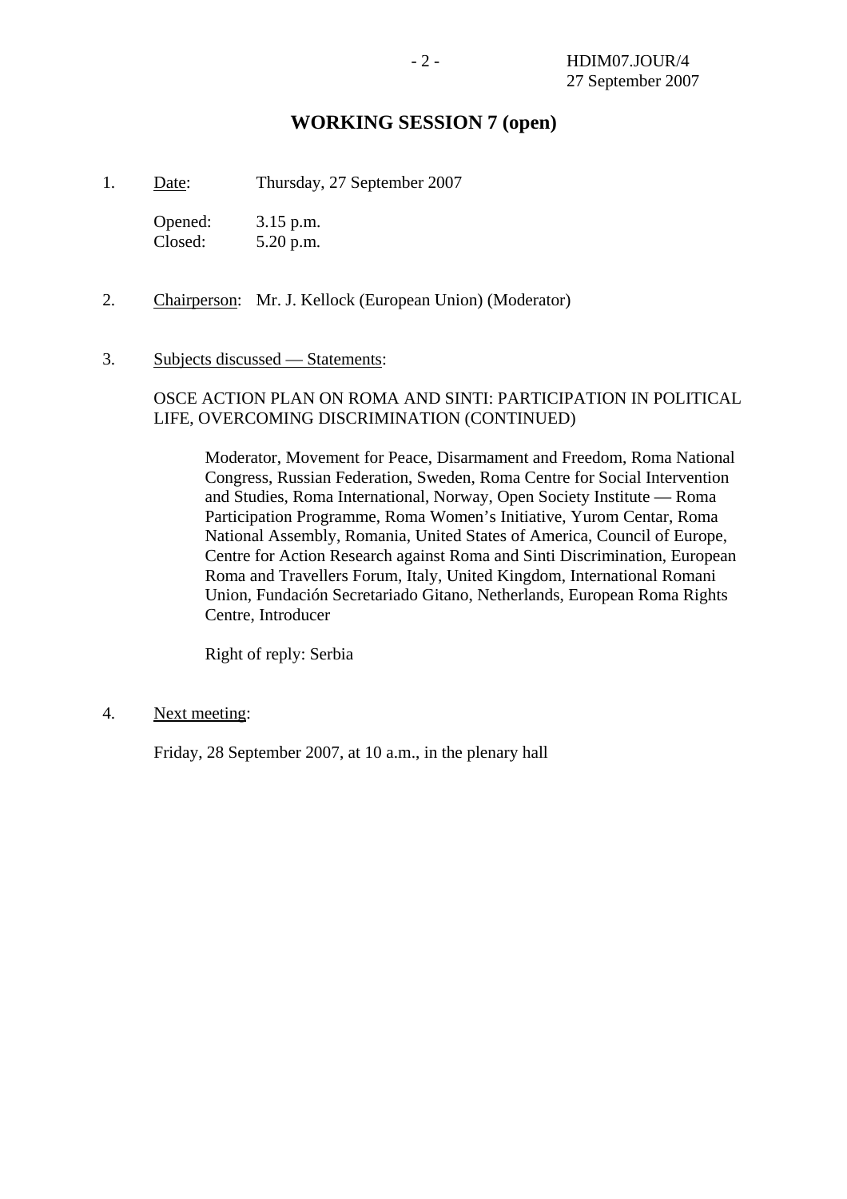## WORKING SESSION 7 (open)

1. Date: Thursday, 27 September 2007

   Opened: 3.15 p.m.
   Closed: 5.20 p.m.

2. Chairperson: Mr. J. Kellock (European Union) (Moderator)

3. Subjects discussed — Statements:

   OSCE ACTION PLAN ON ROMA AND SINTI: PARTICIPATION IN POLITICAL LIFE, OVERCOMING DISCRIMINATION (CONTINUED)

   Moderator, Movement for Peace, Disarmament and Freedom, Roma National Congress, Russian Federation, Sweden, Roma Centre for Social Intervention and Studies, Roma International, Norway, Open Society Institute — Roma Participation Programme, Roma Women's Initiative, Yurom Centar, Roma National Assembly, Romania, United States of America, Council of Europe, Centre for Action Research against Roma and Sinti Discrimination, European Roma and Travellers Forum, Italy, United Kingdom, International Romani Union, Fundación Secretariado Gitano, Netherlands, European Roma Rights Centre, Introducer

   Right of reply: Serbia

4. Next meeting:

   Friday, 28 September 2007, at 10 a.m., in the plenary hall